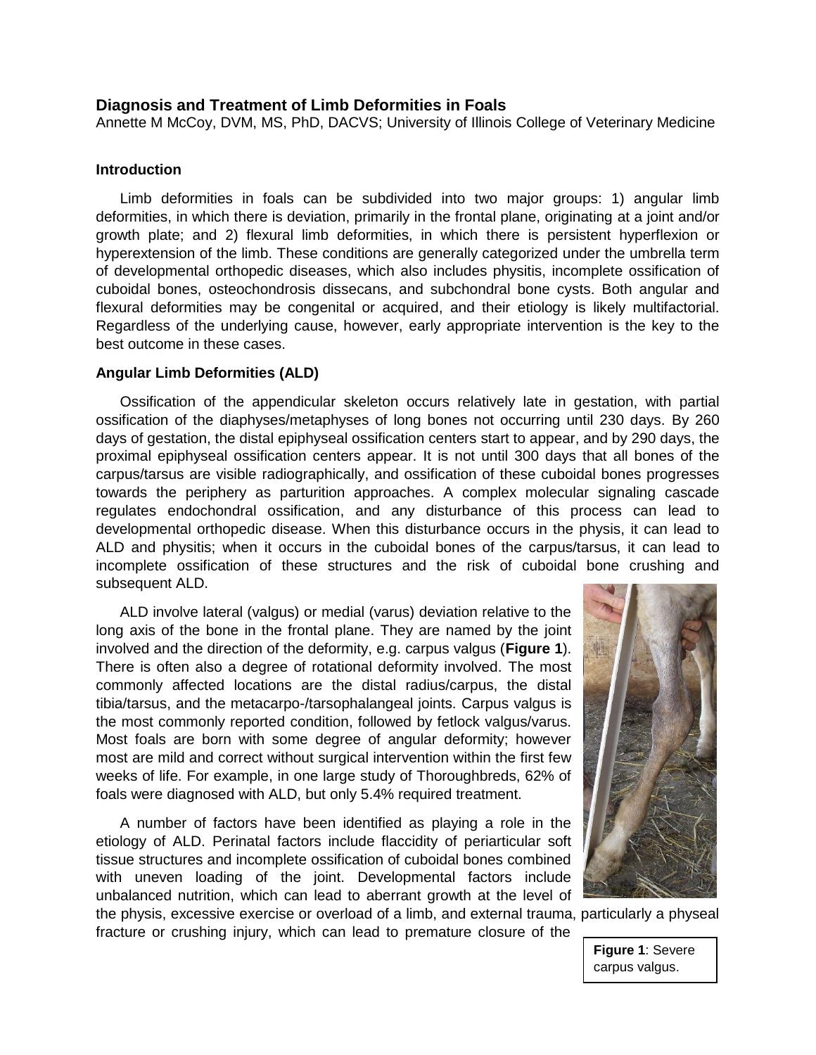# Diagnosis and Treatment of Limb Deformities in Foals

Annette M McCoy, DVM, MS, PhD, DACVS; University of Illinois College of Veterinary Medicine

## Introduction

Limb deformities in foals can be subdivided into two major groups: 1) angular limb deformities, in which there is deviation, primarily in the frontal plane, originating at a joint and/or growth plate; and 2) flexural limb deformities, in which there is persistent hyperflexion or hyperextension of the limb. These conditions are generally categorized under the umbrella term of developmental orthopedic diseases, which also includes physitis, incomplete ossification of cuboidal bones, osteochondrosis dissecans, and subchondral bone cysts. Both angular and flexural deformities may be congenital or acquired, and their etiology is likely multifactorial. Regardless of the underlying cause, however, early appropriate intervention is the key to the best outcome in these cases.

## Angular Limb Deformities (ALD)

Ossification of the appendicular skeleton occurs relatively late in gestation, with partial ossification of the diaphyses/metaphyses of long bones not occurring until 230 days. By 260 days of gestation, the distal epiphyseal ossification centers start to appear, and by 290 days, the proximal epiphyseal ossification centers appear. It is not until 300 days that all bones of the carpus/tarsus are visible radiographically, and ossification of these cuboidal bones progresses towards the periphery as parturition approaches. A complex molecular signaling cascade regulates endochondral ossification, and any disturbance of this process can lead to developmental orthopedic disease. When this disturbance occurs in the physis, it can lead to ALD and physitis; when it occurs in the cuboidal bones of the carpus/tarsus, it can lead to incomplete ossification of these structures and the risk of cuboidal bone crushing and subsequent ALD.

ALD involve lateral (valgus) or medial (varus) deviation relative to the long axis of the bone in the frontal plane. They are named by the joint involved and the direction of the deformity, e.g. carpus valgus (**Figure 1**). There is often also a degree of rotational deformity involved. The most commonly affected locations are the distal radius/carpus, the distal tibia/tarsus, and the metacarpo-/tarsophalangeal joints. Carpus valgus is the most commonly reported condition, followed by fetlock valgus/varus. Most foals are born with some degree of angular deformity; however most are mild and correct without surgical intervention within the first few weeks of life. For example, in one large study of Thoroughbreds, 62% of foals were diagnosed with ALD, but only 5.4% required treatment.

**Figure 1**: Severe carpus valgus.

A number of factors have been identified as playing a role in the etiology of ALD. Perinatal factors include flaccidity of periarticular soft tissue structures and incomplete ossification of cuboidal bones combined with uneven loading of the joint. Developmental factors include unbalanced nutrition, which can lead to aberrant growth at the level of the physis, excessive exercise or overload of a limb, and external trauma, particularly a physeal fracture or crushing injury, which can lead to premature closure of the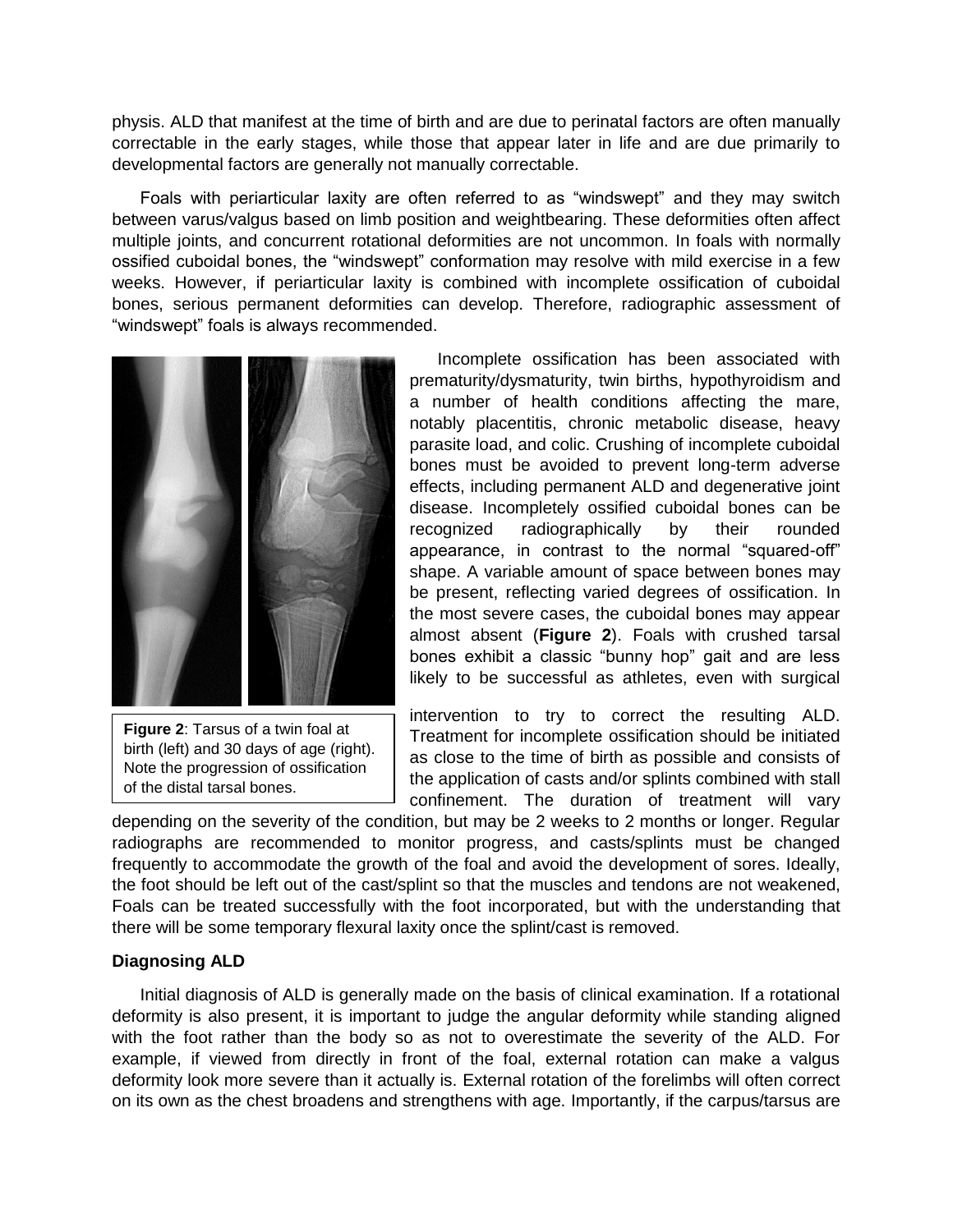physis. ALD that manifest at the time of birth and are due to perinatal factors are often manually correctable in the early stages, while those that appear later in life and are due primarily to developmental factors are generally not manually correctable.

Foals with periarticular laxity are often referred to as "windswept" and they may switch between varus/valgus based on limb position and weightbearing. These deformities often affect multiple joints, and concurrent rotational deformities are not uncommon. In foals with normally ossified cuboidal bones, the "windswept" conformation may resolve with mild exercise in a few weeks. However, if periarticular laxity is combined with incomplete ossification of cuboidal bones, serious permanent deformities can develop. Therefore, radiographic assessment of "windswept" foals is always recommended.

Incomplete ossification has been associated with prematurity/dysmaturity, twin births, hypothyroidism and a number of health conditions affecting the mare, notably placentitis, chronic metabolic disease, heavy parasite load, and colic. Crushing of incomplete cuboidal bones must be avoided to prevent long-term adverse effects, including permanent ALD and degenerative joint disease. Incompletely ossified cuboidal bones can be recognized radiographically by their rounded appearance, in contrast to the normal "squared-off" shape. A variable amount of space between bones may be present, reflecting varied degrees of ossification. In the most severe cases, the cuboidal bones may appear almost absent (**Figure 2**). Foals with crushed tarsal bones exhibit a classic "bunny hop" gait and are less likely to be successful as athletes, even with surgical intervention to try to correct the resulting ALD. Treatment for incomplete ossification should be initiated as close to the time of birth as possible and consists of the application of casts and/or splints combined with stall confinement. The duration of treatment will vary depending on the severity of the condition, but may be 2 weeks to 2 months or longer. Regular radiographs are recommended to monitor progress, and casts/splints must be changed frequently to accommodate the growth of the foal and avoid the development of sores. Ideally, the foot should be left out of the cast/splint so that the muscles and tendons are not weakened, Foals can be treated successfully with the foot incorporated, but with the understanding that there will be some temporary flexural laxity once the splint/cast is removed.

**Figure 2**: Tarsus of a twin foal at birth (left) and 30 days of age (right). Note the progression of ossification of the distal tarsal bones.

**Diagnosing ALD**

Initial diagnosis of ALD is generally made on the basis of clinical examination. If a rotational deformity is also present, it is important to judge the angular deformity while standing aligned with the foot rather than the body so as not to overestimate the severity of the ALD. For example, if viewed from directly in front of the foal, external rotation can make a valgus deformity look more severe than it actually is. External rotation of the forelimbs will often correct on its own as the chest broadens and strengthens with age. Importantly, if the carpus/tarsus are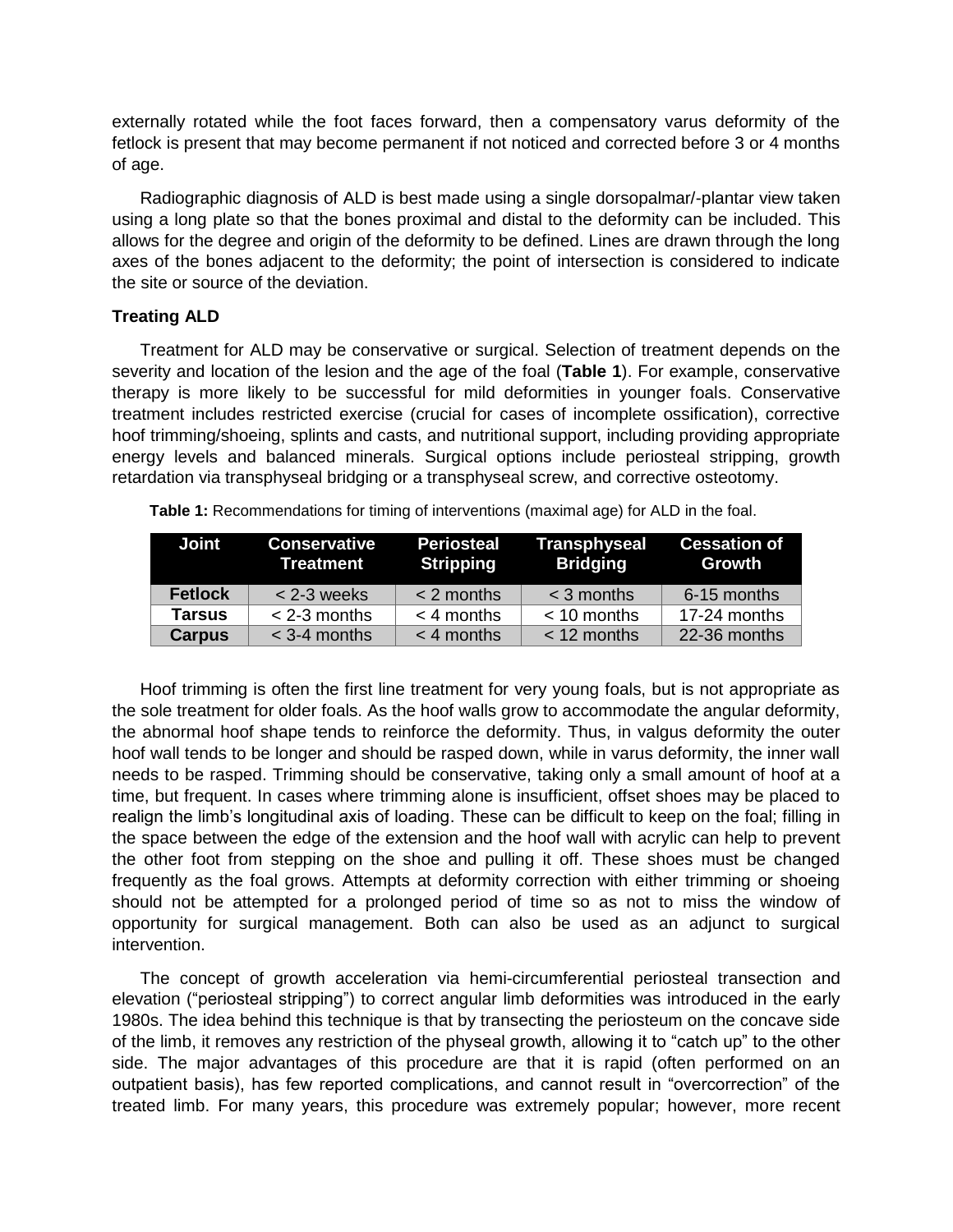externally rotated while the foot faces forward, then a compensatory varus deformity of the fetlock is present that may become permanent if not noticed and corrected before 3 or 4 months of age.

Radiographic diagnosis of ALD is best made using a single dorsopalmar/-plantar view taken using a long plate so that the bones proximal and distal to the deformity can be included. This allows for the degree and origin of the deformity to be defined. Lines are drawn through the long axes of the bones adjacent to the deformity; the point of intersection is considered to indicate the site or source of the deviation.

### Treating ALD

Treatment for ALD may be conservative or surgical. Selection of treatment depends on the severity and location of the lesion and the age of the foal (**Table 1**). For example, conservative therapy is more likely to be successful for mild deformities in younger foals. Conservative treatment includes restricted exercise (crucial for cases of incomplete ossification), corrective hoof trimming/shoeing, splints and casts, and nutritional support, including providing appropriate energy levels and balanced minerals. Surgical options include periosteal stripping, growth retardation via transphyseal bridging or a transphyseal screw, and corrective osteotomy.

**Table 1:** Recommendations for timing of interventions (maximal age) for ALD in the foal.

| Joint | Conservative Treatment | Periosteal Stripping | Transphyseal Bridging | Cessation of Growth |
|---|---|---|---|---|
| **Fetlock** | < 2-3 weeks | < 2 months | < 3 months | 6-15 months |
| **Tarsus** | < 2-3 months | < 4 months | < 10 months | 17-24 months |
| **Carpus** | < 3-4 months | < 4 months | < 12 months | 22-36 months |

Hoof trimming is often the first line treatment for very young foals, but is not appropriate as the sole treatment for older foals. As the hoof walls grow to accommodate the angular deformity, the abnormal hoof shape tends to reinforce the deformity. Thus, in valgus deformity the outer hoof wall tends to be longer and should be rasped down, while in varus deformity, the inner wall needs to be rasped. Trimming should be conservative, taking only a small amount of hoof at a time, but frequent. In cases where trimming alone is insufficient, offset shoes may be placed to realign the limb's longitudinal axis of loading. These can be difficult to keep on the foal; filling in the space between the edge of the extension and the hoof wall with acrylic can help to prevent the other foot from stepping on the shoe and pulling it off. These shoes must be changed frequently as the foal grows. Attempts at deformity correction with either trimming or shoeing should not be attempted for a prolonged period of time so as not to miss the window of opportunity for surgical management. Both can also be used as an adjunct to surgical intervention.

The concept of growth acceleration via hemi-circumferential periosteal transection and elevation ("periosteal stripping") to correct angular limb deformities was introduced in the early 1980s. The idea behind this technique is that by transecting the periosteum on the concave side of the limb, it removes any restriction of the physeal growth, allowing it to "catch up" to the other side. The major advantages of this procedure are that it is rapid (often performed on an outpatient basis), has few reported complications, and cannot result in "overcorrection" of the treated limb. For many years, this procedure was extremely popular; however, more recent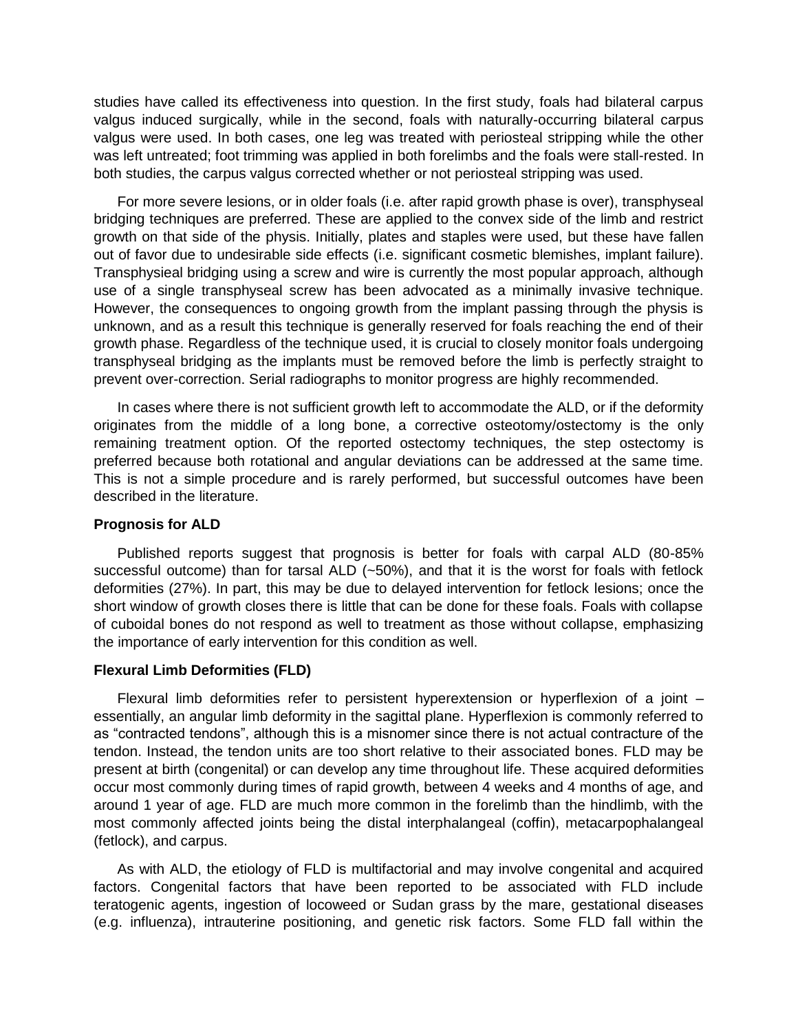studies have called its effectiveness into question. In the first study, foals had bilateral carpus valgus induced surgically, while in the second, foals with naturally-occurring bilateral carpus valgus were used. In both cases, one leg was treated with periosteal stripping while the other was left untreated; foot trimming was applied in both forelimbs and the foals were stall-rested. In both studies, the carpus valgus corrected whether or not periosteal stripping was used.

For more severe lesions, or in older foals (i.e. after rapid growth phase is over), transphyseal bridging techniques are preferred. These are applied to the convex side of the limb and restrict growth on that side of the physis. Initially, plates and staples were used, but these have fallen out of favor due to undesirable side effects (i.e. significant cosmetic blemishes, implant failure). Transphysieal bridging using a screw and wire is currently the most popular approach, although use of a single transphyseal screw has been advocated as a minimally invasive technique. However, the consequences to ongoing growth from the implant passing through the physis is unknown, and as a result this technique is generally reserved for foals reaching the end of their growth phase. Regardless of the technique used, it is crucial to closely monitor foals undergoing transphyseal bridging as the implants must be removed before the limb is perfectly straight to prevent over-correction. Serial radiographs to monitor progress are highly recommended.

In cases where there is not sufficient growth left to accommodate the ALD, or if the deformity originates from the middle of a long bone, a corrective osteotomy/ostectomy is the only remaining treatment option. Of the reported ostectomy techniques, the step ostectomy is preferred because both rotational and angular deviations can be addressed at the same time. This is not a simple procedure and is rarely performed, but successful outcomes have been described in the literature.

**Prognosis for ALD**

Published reports suggest that prognosis is better for foals with carpal ALD (80-85% successful outcome) than for tarsal ALD (~50%), and that it is the worst for foals with fetlock deformities (27%). In part, this may be due to delayed intervention for fetlock lesions; once the short window of growth closes there is little that can be done for these foals. Foals with collapse of cuboidal bones do not respond as well to treatment as those without collapse, emphasizing the importance of early intervention for this condition as well.

**Flexural Limb Deformities (FLD)**

Flexural limb deformities refer to persistent hyperextension or hyperflexion of a joint – essentially, an angular limb deformity in the sagittal plane. Hyperflexion is commonly referred to as "contracted tendons", although this is a misnomer since there is not actual contracture of the tendon. Instead, the tendon units are too short relative to their associated bones. FLD may be present at birth (congenital) or can develop any time throughout life. These acquired deformities occur most commonly during times of rapid growth, between 4 weeks and 4 months of age, and around 1 year of age. FLD are much more common in the forelimb than the hindlimb, with the most commonly affected joints being the distal interphalangeal (coffin), metacarpophalangeal (fetlock), and carpus.

As with ALD, the etiology of FLD is multifactorial and may involve congenital and acquired factors. Congenital factors that have been reported to be associated with FLD include teratogenic agents, ingestion of locoweed or Sudan grass by the mare, gestational diseases (e.g. influenza), intrauterine positioning, and genetic risk factors. Some FLD fall within the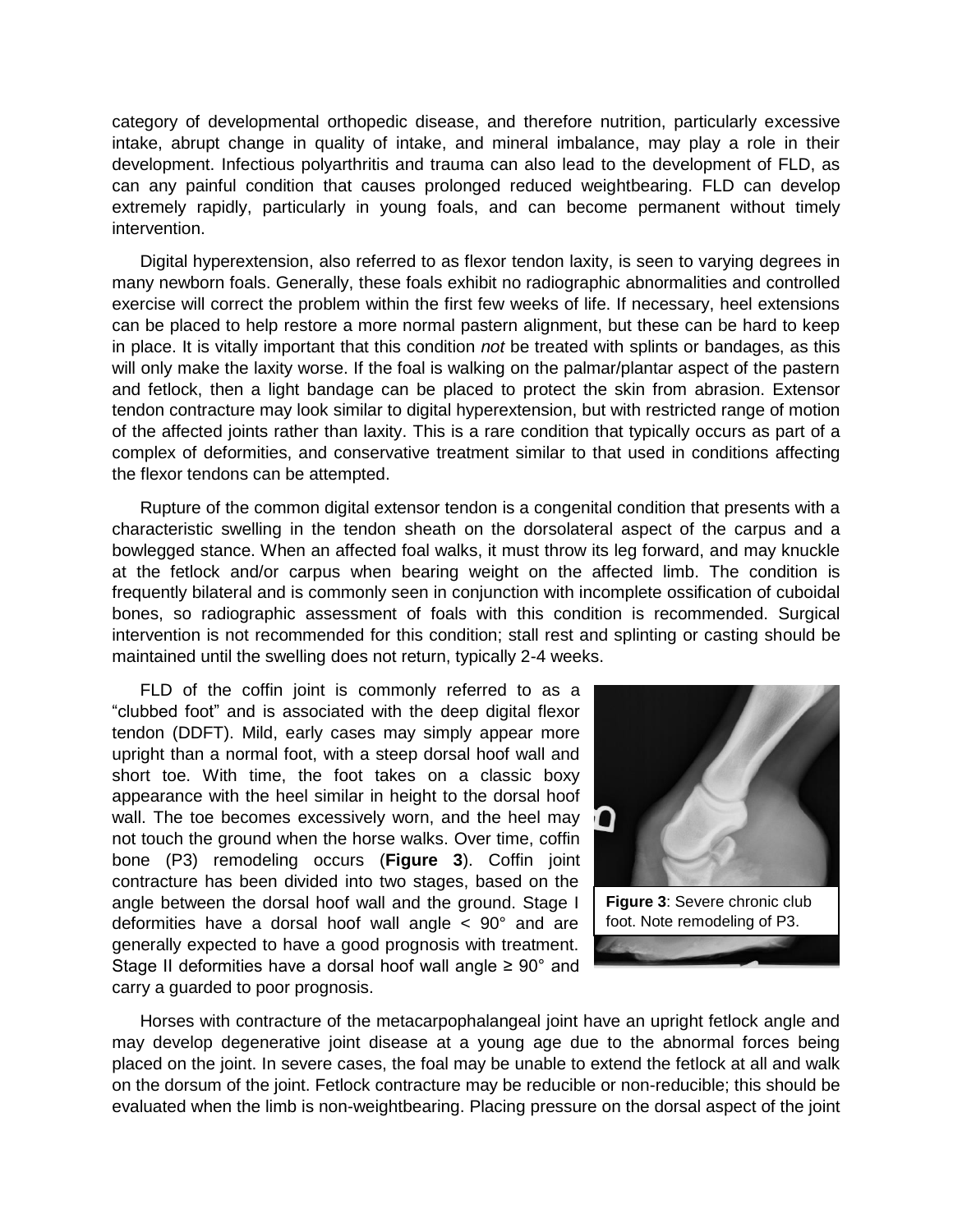category of developmental orthopedic disease, and therefore nutrition, particularly excessive intake, abrupt change in quality of intake, and mineral imbalance, may play a role in their development. Infectious polyarthritis and trauma can also lead to the development of FLD, as can any painful condition that causes prolonged reduced weightbearing. FLD can develop extremely rapidly, particularly in young foals, and can become permanent without timely intervention.

Digital hyperextension, also referred to as flexor tendon laxity, is seen to varying degrees in many newborn foals. Generally, these foals exhibit no radiographic abnormalities and controlled exercise will correct the problem within the first few weeks of life. If necessary, heel extensions can be placed to help restore a more normal pastern alignment, but these can be hard to keep in place. It is vitally important that this condition *not* be treated with splints or bandages, as this will only make the laxity worse. If the foal is walking on the palmar/plantar aspect of the pastern and fetlock, then a light bandage can be placed to protect the skin from abrasion. Extensor tendon contracture may look similar to digital hyperextension, but with restricted range of motion of the affected joints rather than laxity. This is a rare condition that typically occurs as part of a complex of deformities, and conservative treatment similar to that used in conditions affecting the flexor tendons can be attempted.

Rupture of the common digital extensor tendon is a congenital condition that presents with a characteristic swelling in the tendon sheath on the dorsolateral aspect of the carpus and a bowlegged stance. When an affected foal walks, it must throw its leg forward, and may knuckle at the fetlock and/or carpus when bearing weight on the affected limb. The condition is frequently bilateral and is commonly seen in conjunction with incomplete ossification of cuboidal bones, so radiographic assessment of foals with this condition is recommended. Surgical intervention is not recommended for this condition; stall rest and splinting or casting should be maintained until the swelling does not return, typically 2-4 weeks.

FLD of the coffin joint is commonly referred to as a "clubbed foot" and is associated with the deep digital flexor tendon (DDFT). Mild, early cases may simply appear more upright than a normal foot, with a steep dorsal hoof wall and short toe. With time, the foot takes on a classic boxy appearance with the heel similar in height to the dorsal hoof wall. The toe becomes excessively worn, and the heel may not touch the ground when the horse walks. Over time, coffin bone (P3) remodeling occurs (**Figure 3**). Coffin joint contracture has been divided into two stages, based on the angle between the dorsal hoof wall and the ground. Stage I deformities have a dorsal hoof wall angle < 90° and are generally expected to have a good prognosis with treatment. Stage II deformities have a dorsal hoof wall angle ≥ 90° and carry a guarded to poor prognosis.

**Figure 3**: Severe chronic club foot. Note remodeling of P3.

Horses with contracture of the metacarpophalangeal joint have an upright fetlock angle and may develop degenerative joint disease at a young age due to the abnormal forces being placed on the joint. In severe cases, the foal may be unable to extend the fetlock at all and walk on the dorsum of the joint. Fetlock contracture may be reducible or non-reducible; this should be evaluated when the limb is non-weightbearing. Placing pressure on the dorsal aspect of the joint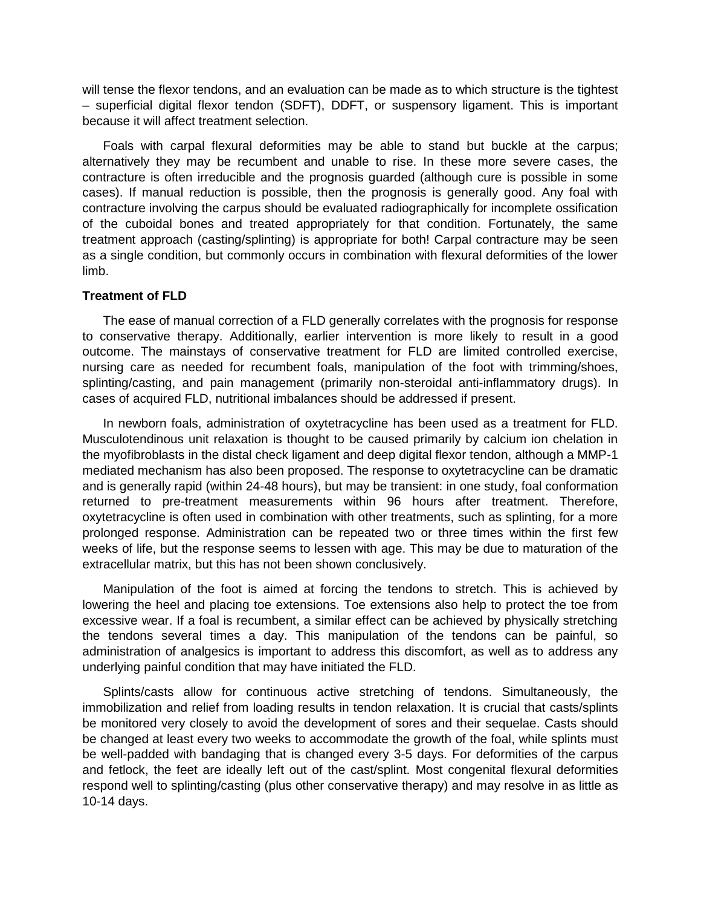will tense the flexor tendons, and an evaluation can be made as to which structure is the tightest – superficial digital flexor tendon (SDFT), DDFT, or suspensory ligament. This is important because it will affect treatment selection.

Foals with carpal flexural deformities may be able to stand but buckle at the carpus; alternatively they may be recumbent and unable to rise. In these more severe cases, the contracture is often irreducible and the prognosis guarded (although cure is possible in some cases). If manual reduction is possible, then the prognosis is generally good. Any foal with contracture involving the carpus should be evaluated radiographically for incomplete ossification of the cuboidal bones and treated appropriately for that condition. Fortunately, the same treatment approach (casting/splinting) is appropriate for both! Carpal contracture may be seen as a single condition, but commonly occurs in combination with flexural deformities of the lower limb.

**Treatment of FLD**

The ease of manual correction of a FLD generally correlates with the prognosis for response to conservative therapy. Additionally, earlier intervention is more likely to result in a good outcome. The mainstays of conservative treatment for FLD are limited controlled exercise, nursing care as needed for recumbent foals, manipulation of the foot with trimming/shoes, splinting/casting, and pain management (primarily non-steroidal anti-inflammatory drugs). In cases of acquired FLD, nutritional imbalances should be addressed if present.

In newborn foals, administration of oxytetracycline has been used as a treatment for FLD. Musculotendinous unit relaxation is thought to be caused primarily by calcium ion chelation in the myofibroblasts in the distal check ligament and deep digital flexor tendon, although a MMP-1 mediated mechanism has also been proposed. The response to oxytetracycline can be dramatic and is generally rapid (within 24-48 hours), but may be transient: in one study, foal conformation returned to pre-treatment measurements within 96 hours after treatment. Therefore, oxytetracycline is often used in combination with other treatments, such as splinting, for a more prolonged response. Administration can be repeated two or three times within the first few weeks of life, but the response seems to lessen with age. This may be due to maturation of the extracellular matrix, but this has not been shown conclusively.

Manipulation of the foot is aimed at forcing the tendons to stretch. This is achieved by lowering the heel and placing toe extensions. Toe extensions also help to protect the toe from excessive wear. If a foal is recumbent, a similar effect can be achieved by physically stretching the tendons several times a day. This manipulation of the tendons can be painful, so administration of analgesics is important to address this discomfort, as well as to address any underlying painful condition that may have initiated the FLD.

Splints/casts allow for continuous active stretching of tendons. Simultaneously, the immobilization and relief from loading results in tendon relaxation. It is crucial that casts/splints be monitored very closely to avoid the development of sores and their sequelae. Casts should be changed at least every two weeks to accommodate the growth of the foal, while splints must be well-padded with bandaging that is changed every 3-5 days. For deformities of the carpus and fetlock, the feet are ideally left out of the cast/splint. Most congenital flexural deformities respond well to splinting/casting (plus other conservative therapy) and may resolve in as little as 10-14 days.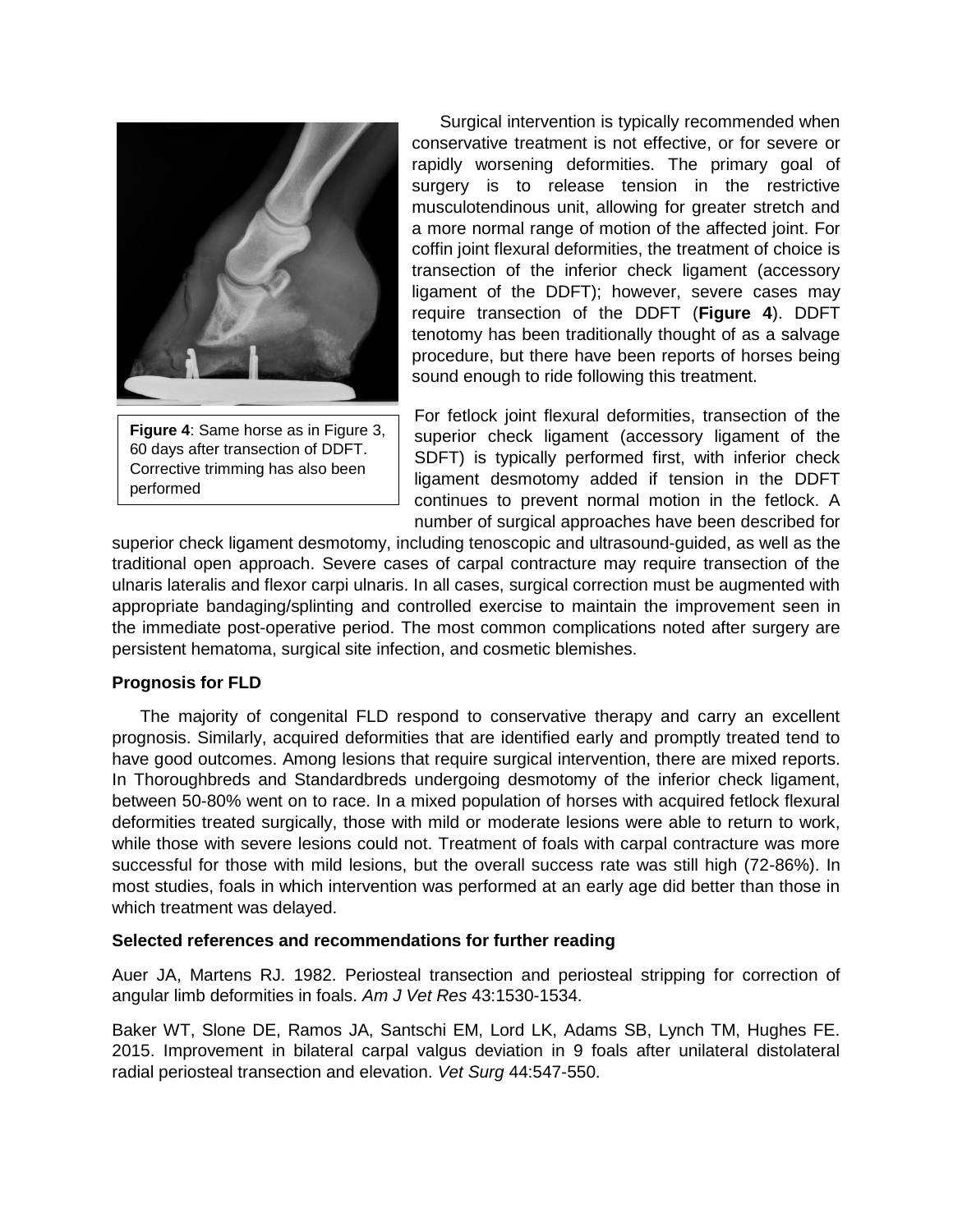Figure 4: Same horse as in Figure 3, 60 days after transection of DDFT. Corrective trimming has also been performed

Surgical intervention is typically recommended when conservative treatment is not effective, or for severe or rapidly worsening deformities. The primary goal of surgery is to release tension in the restrictive musculotendinous unit, allowing for greater stretch and a more normal range of motion of the affected joint. For coffin joint flexural deformities, the treatment of choice is transection of the inferior check ligament (accessory ligament of the DDFT); however, severe cases may require transection of the DDFT (**Figure 4**). DDFT tenotomy has been traditionally thought of as a salvage procedure, but there have been reports of horses being sound enough to ride following this treatment.

For fetlock joint flexural deformities, transection of the superior check ligament (accessory ligament of the SDFT) is typically performed first, with inferior check ligament desmotomy added if tension in the DDFT continues to prevent normal motion in the fetlock. A number of surgical approaches have been described for superior check ligament desmotomy, including tenoscopic and ultrasound-guided, as well as the traditional open approach. Severe cases of carpal contracture may require transection of the ulnaris lateralis and flexor carpi ulnaris. In all cases, surgical correction must be augmented with appropriate bandaging/splinting and controlled exercise to maintain the improvement seen in the immediate post-operative period. The most common complications noted after surgery are persistent hematoma, surgical site infection, and cosmetic blemishes.

**Prognosis for FLD**

The majority of congenital FLD respond to conservative therapy and carry an excellent prognosis. Similarly, acquired deformities that are identified early and promptly treated tend to have good outcomes. Among lesions that require surgical intervention, there are mixed reports. In Thoroughbreds and Standardbreds undergoing desmotomy of the inferior check ligament, between 50-80% went on to race. In a mixed population of horses with acquired fetlock flexural deformities treated surgically, those with mild or moderate lesions were able to return to work, while those with severe lesions could not. Treatment of foals with carpal contracture was more successful for those with mild lesions, but the overall success rate was still high (72-86%). In most studies, foals in which intervention was performed at an early age did better than those in which treatment was delayed.

**Selected references and recommendations for further reading**

Auer JA, Martens RJ. 1982. Periosteal transection and periosteal stripping for correction of angular limb deformities in foals. *Am J Vet Res* 43:1530-1534.

Baker WT, Slone DE, Ramos JA, Santschi EM, Lord LK, Adams SB, Lynch TM, Hughes FE. 2015. Improvement in bilateral carpal valgus deviation in 9 foals after unilateral distolateral radial periosteal transection and elevation. *Vet Surg* 44:547-550.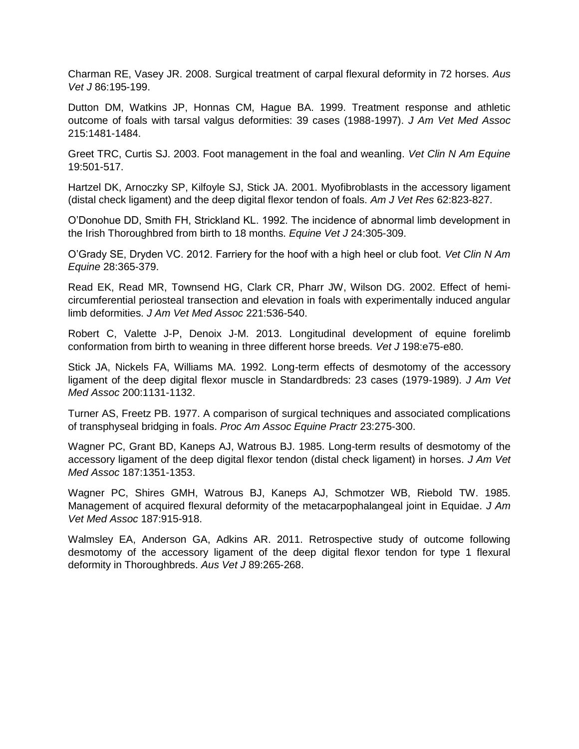Charman RE, Vasey JR. 2008. Surgical treatment of carpal flexural deformity in 72 horses. *Aus Vet J* 86:195-199.

Dutton DM, Watkins JP, Honnas CM, Hague BA. 1999. Treatment response and athletic outcome of foals with tarsal valgus deformities: 39 cases (1988-1997). *J Am Vet Med Assoc* 215:1481-1484.

Greet TRC, Curtis SJ. 2003. Foot management in the foal and weanling. *Vet Clin N Am Equine* 19:501-517.

Hartzel DK, Arnoczky SP, Kilfoyle SJ, Stick JA. 2001. Myofibroblasts in the accessory ligament (distal check ligament) and the deep digital flexor tendon of foals. *Am J Vet Res* 62:823-827.

O'Donohue DD, Smith FH, Strickland KL. 1992. The incidence of abnormal limb development in the Irish Thoroughbred from birth to 18 months. *Equine Vet J* 24:305-309.

O'Grady SE, Dryden VC. 2012. Farriery for the hoof with a high heel or club foot. *Vet Clin N Am Equine* 28:365-379.

Read EK, Read MR, Townsend HG, Clark CR, Pharr JW, Wilson DG. 2002. Effect of hemi-circumferential periosteal transection and elevation in foals with experimentally induced angular limb deformities. *J Am Vet Med Assoc* 221:536-540.

Robert C, Valette J-P, Denoix J-M. 2013. Longitudinal development of equine forelimb conformation from birth to weaning in three different horse breeds. *Vet J* 198:e75-e80.

Stick JA, Nickels FA, Williams MA. 1992. Long-term effects of desmotomy of the accessory ligament of the deep digital flexor muscle in Standardbreds: 23 cases (1979-1989). *J Am Vet Med Assoc* 200:1131-1132.

Turner AS, Freetz PB. 1977. A comparison of surgical techniques and associated complications of transphyseal bridging in foals. *Proc Am Assoc Equine Practr* 23:275-300.

Wagner PC, Grant BD, Kaneps AJ, Watrous BJ. 1985. Long-term results of desmotomy of the accessory ligament of the deep digital flexor tendon (distal check ligament) in horses. *J Am Vet Med Assoc* 187:1351-1353.

Wagner PC, Shires GMH, Watrous BJ, Kaneps AJ, Schmotzer WB, Riebold TW. 1985. Management of acquired flexural deformity of the metacarpophalangeal joint in Equidae. *J Am Vet Med Assoc* 187:915-918.

Walmsley EA, Anderson GA, Adkins AR. 2011. Retrospective study of outcome following desmotomy of the accessory ligament of the deep digital flexor tendon for type 1 flexural deformity in Thoroughbreds. *Aus Vet J* 89:265-268.